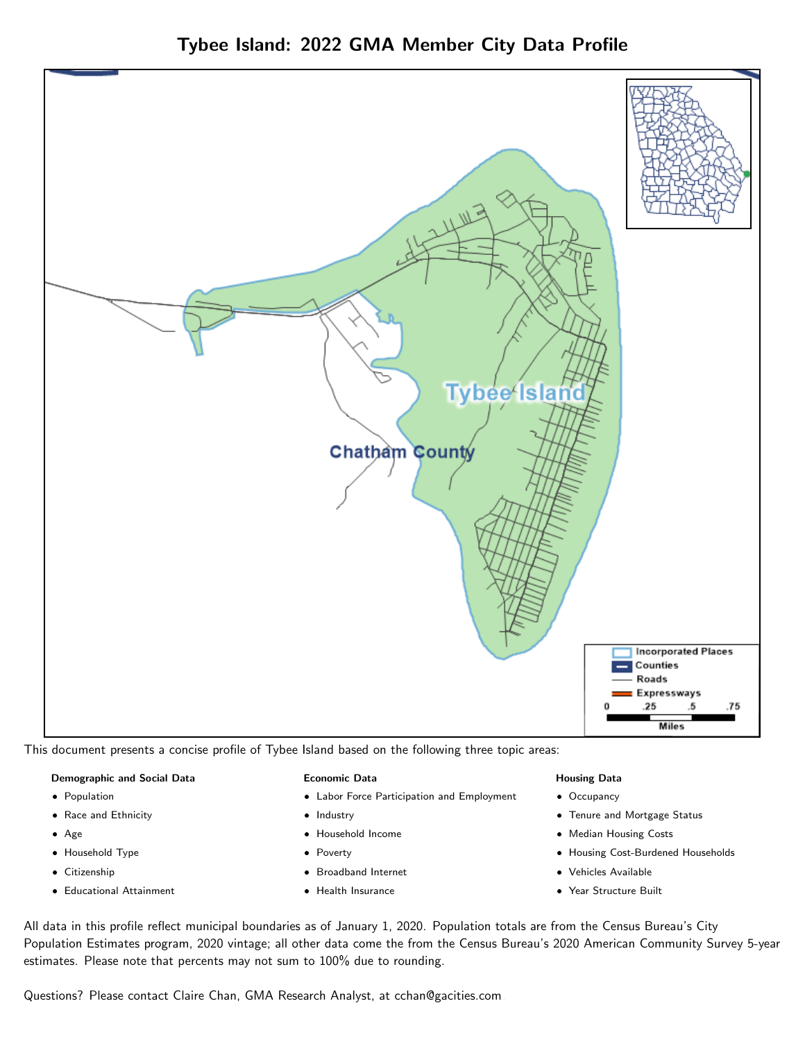# Tybee Island: 2022 GMA Member City Data Profile

Tybee Island

Chatham County

Incorporated Places
Counties
Roads
Expressways
0 .25 .5 .75
Miles

This document presents a concise profile of Tybee Island based on the following three topic areas:

**Demographic and Social Data**

- Population
- Race and Ethnicity
- Age
- Household Type
- Citizenship
- Educational Attainment

**Economic Data**

- Labor Force Participation and Employment
- Industry
- Household Income
- Poverty
- Broadband Internet
- Health Insurance

**Housing Data**

- Occupancy
- Tenure and Mortgage Status
- Median Housing Costs
- Housing Cost-Burdened Households
- Vehicles Available
- Year Structure Built

All data in this profile reflect municipal boundaries as of January 1, 2020. Population totals are from the Census Bureau's City Population Estimates program, 2020 vintage; all other data come the from the Census Bureau's 2020 American Community Survey 5-year estimates. Please note that percents may not sum to 100% due to rounding.

Questions? Please contact Claire Chan, GMA Research Analyst, at cchan@gacities.com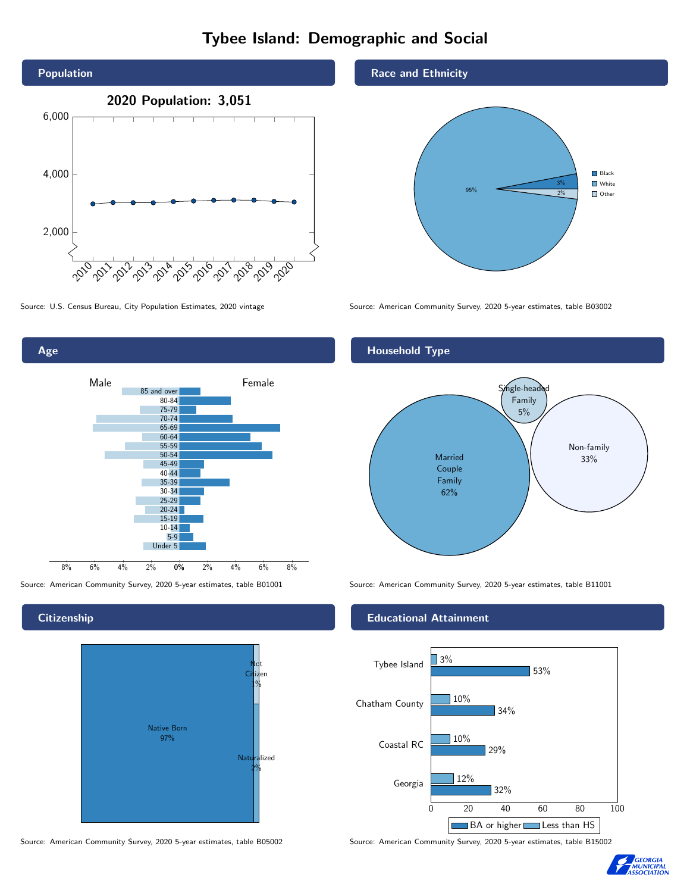# Tybee Island: Demographic and Social

## Population

2020 Population: 3,051

6,000
4,000
2,000

2010 2011 2012 2013 2014 2015 2016 2017 2018 2019 2020

Source: U.S. Census Bureau, City Population Estimates, 2020 vintage

## Race and Ethnicity

95%
3%
2%

Black
White
Other

Source: American Community Survey, 2020 5-year estimates, table B03002

## Age

Male
Female

85 and over
80-84
75-79
70-74
65-69
60-64
55-59
50-54
45-49
40-44
35-39
30-34
25-29
20-24
15-19
10-14
5-9
Under 5

8% 6% 4% 2% 0% 2% 4% 6% 8%

Source: American Community Survey, 2020 5-year estimates, table B01001

## Household Type

Married Couple Family 62%

Single-headed Family 5%

Non-family 33%

Source: American Community Survey, 2020 5-year estimates, table B11001

## Citizenship

Native Born 97%

Not Citizen 1%

Naturalized 2%

Source: American Community Survey, 2020 5-year estimates, table B05002

## Educational Attainment

Tybee Island
3%
53%

Chatham County
10%
34%

Coastal RC
10%
29%

Georgia
12%
32%

0 20 40 60 80 100

BA or higher
Less than HS

Source: American Community Survey, 2020 5-year estimates, table B15002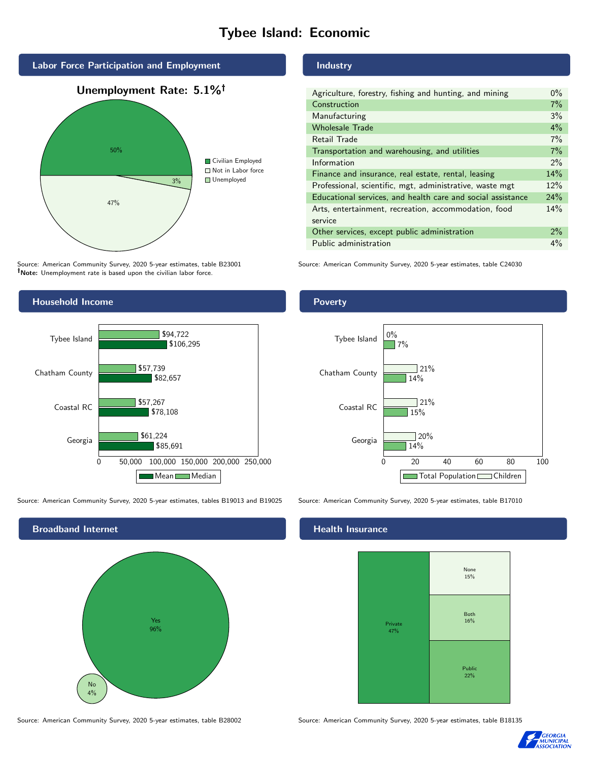# Tybee Island: Economic

## Labor Force Participation and Employment

**Unemployment Rate: 5.1%†**

50%

3%

47%

Civilian Employed

Not in Labor force

Unemployed

Source: American Community Survey, 2020 5-year estimates, table B23001

**†Note:** Unemployment rate is based upon the civilian labor force.

## Industry

| | |
|---|---|
| Agriculture, forestry, fishing and hunting, and mining | 0% |
| Construction | 7% |
| Manufacturing | 3% |
| Wholesale Trade | 4% |
| Retail Trade | 7% |
| Transportation and warehousing, and utilities | 7% |
| Information | 2% |
| Finance and insurance, real estate, rental, leasing | 14% |
| Professional, scientific, mgt, administrative, waste mgt | 12% |
| Educational services, and health care and social assistance | 24% |
| Arts, entertainment, recreation, accommodation, food service | 14% |
| Other services, except public administration | 2% |
| Public administration | 4% |

Source: American Community Survey, 2020 5-year estimates, table C24030

## Household Income

Tybee Island: $94,722; $106,295

Chatham County: $57,739; $82,657

Coastal RC: $57,267; $78,108

Georgia: $61,224; $85,691

0 50,000 100,000 150,000 200,000 250,000

Mean Median

Source: American Community Survey, 2020 5-year estimates, tables B19013 and B19025

## Poverty

Tybee Island: 0%; 7%

Chatham County: 21%; 14%

Coastal RC: 21%; 15%

Georgia: 20%; 14%

0 20 40 60 80 100

Total Population Children

Source: American Community Survey, 2020 5-year estimates, table B17010

## Broadband Internet

Yes 96%

No 4%

Source: American Community Survey, 2020 5-year estimates, table B28002

## Health Insurance

Private 47%

None 15%

Both 16%

Public 22%

Source: American Community Survey, 2020 5-year estimates, table B18135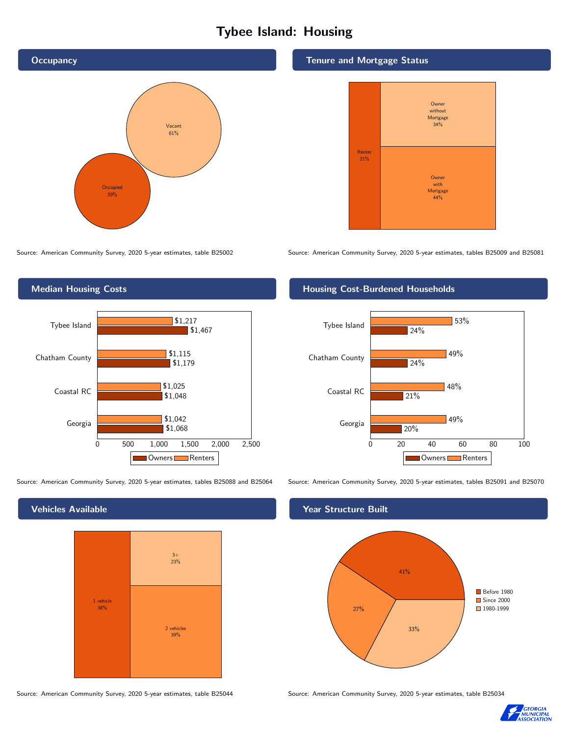# Tybee Island: Housing

## Occupancy

Vacant
61%

Occupied
39%

Source: American Community Survey, 2020 5-year estimates, table B25002

## Tenure and Mortgage Status

Renter
21%

Owner
without
Mortgage
34%

Owner
with
Mortgage
44%

Source: American Community Survey, 2020 5-year estimates, tables B25009 and B25081

## Median Housing Costs

Tybee Island
$1,217
$1,467

Chatham County
$1,115
$1,179

Coastal RC
$1,025
$1,048

Georgia
$1,042
$1,068

0 500 1,000 1,500 2,000 2,500

Owners Renters

Source: American Community Survey, 2020 5-year estimates, tables B25088 and B25064

## Housing Cost-Burdened Households

Tybee Island
53%
24%

Chatham County
49%
24%

Coastal RC
48%
21%

Georgia
49%
20%

0 20 40 60 80 100

Owners Renters

Source: American Community Survey, 2020 5-year estimates, tables B25091 and B25070

## Vehicles Available

1 vehicle
38%

3+
23%

2 vehicles
39%

Source: American Community Survey, 2020 5-year estimates, table B25044

## Year Structure Built

41%

27%

33%

Before 1980
Since 2000
1980-1999

Source: American Community Survey, 2020 5-year estimates, table B25034

GEORGIA MUNICIPAL ASSOCIATION